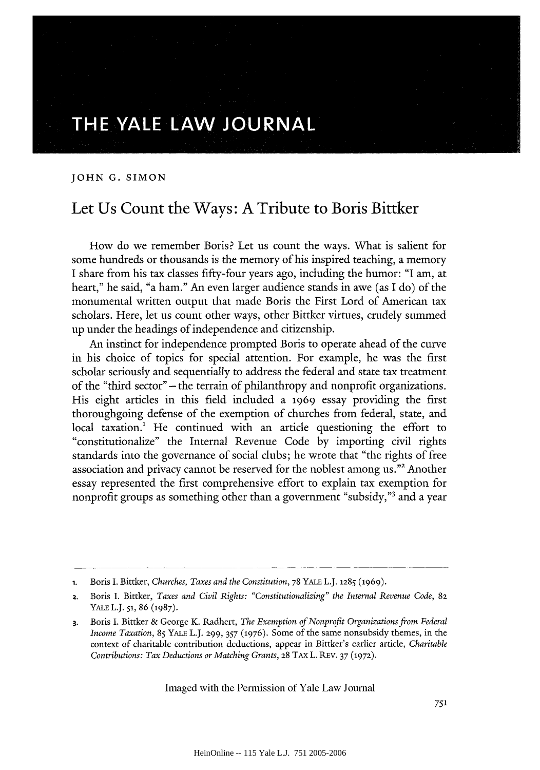# THE YALE LAW JOURNAL

JOHN G. SIMON

## Let Us Count the Ways: A Tribute to Boris Bittker

How do we remember Boris? Let us count the ways. What is salient for some hundreds or thousands is the memory of his inspired teaching, a memory I share from his tax classes fifty-four years ago, including the humor: "I am, at heart," he said, "a ham." An even larger audience stands in awe (as I do) of the monumental written output that made Boris the First Lord of American tax scholars. Here, let us count other ways, other Bittker virtues, crudely summed up under the headings of independence and citizenship.

An instinct for independence prompted Boris to operate ahead of the curve in his choice of topics for special attention. For example, he was the first scholar seriously and sequentially to address the federal and state tax treatment of the "third sector" – the terrain of philanthropy and nonprofit organizations. His eight articles in this field included a 1969 essay providing the first thoroughgoing defense of the exemption of churches from federal, state, and local taxation.[1] He continued with an article questioning the effort to "constitutionalize" the Internal Revenue Code by importing civil rights standards into the governance of social clubs; he wrote that "the rights of free association and privacy cannot be reserved for the noblest among us."[2] Another essay represented the first comprehensive effort to explain tax exemption for nonprofit groups as something other than a government "subsidy,"[3] and a year

1. Boris I. Bittker, *Churches, Taxes and the Constitution*, 78 YALE L.J. 1285 (1969).
2. Boris I. Bittker, *Taxes and Civil Rights: "Constitutionalizing" the Internal Revenue Code*, 82 YALE L.J. 51, 86 (1987).
3. Boris I. Bittker & George K. Radhert, *The Exemption of Nonprofit Organizations from Federal Income Taxation*, 85 YALE L.J. 299, 357 (1976). Some of the same nonsubsidy themes, in the context of charitable contribution deductions, appear in Bittker's earlier article, *Charitable Contributions: Tax Deductions or Matching Grants*, 28 TAX L. REV. 37 (1972).

Imaged with the Permission of Yale Law Journal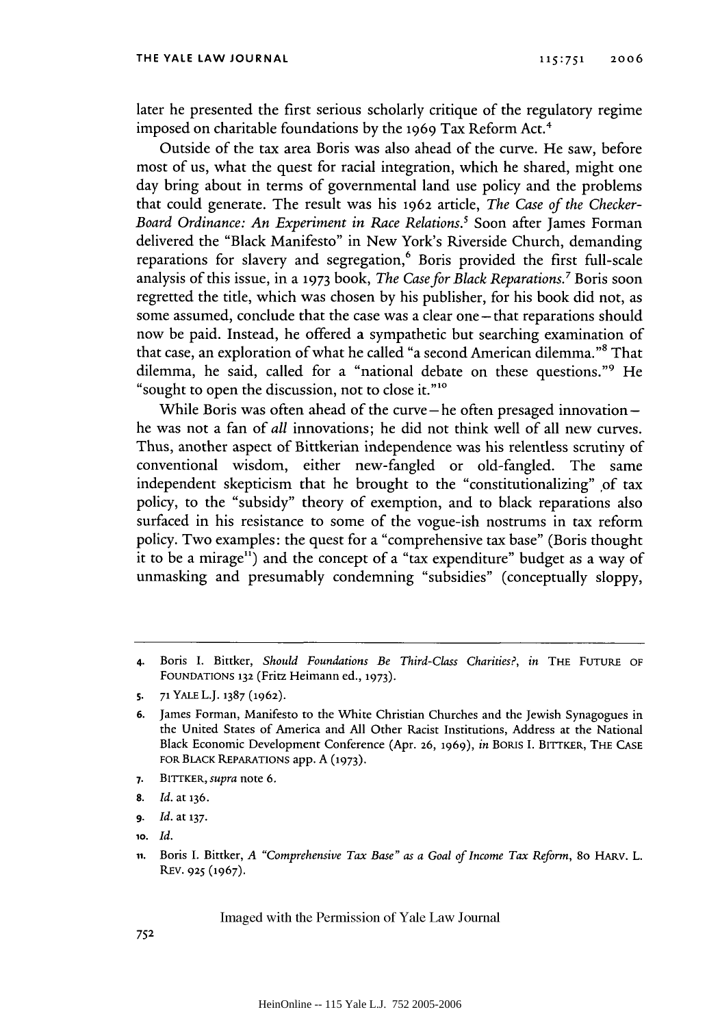later he presented the first serious scholarly critique of the regulatory regime imposed on charitable foundations by the 1969 Tax Reform Act.[4]

Outside of the tax area Boris was also ahead of the curve. He saw, before most of us, what the quest for racial integration, which he shared, might one day bring about in terms of governmental land use policy and the problems that could generate. The result was his 1962 article, *The Case of the Checker-Board Ordinance: An Experiment in Race Relations*.[5] Soon after James Forman delivered the "Black Manifesto" in New York's Riverside Church, demanding reparations for slavery and segregation,[6] Boris provided the first full-scale analysis of this issue, in a 1973 book, *The Case for Black Reparations*.[7] Boris soon regretted the title, which was chosen by his publisher, for his book did not, as some assumed, conclude that the case was a clear one – that reparations should now be paid. Instead, he offered a sympathetic but searching examination of that case, an exploration of what he called "a second American dilemma."[8] That dilemma, he said, called for a "national debate on these questions."[9] He "sought to open the discussion, not to close it."[10]

While Boris was often ahead of the curve – he often presaged innovation – he was not a fan of *all* innovations; he did not think well of all new curves. Thus, another aspect of Bittkerian independence was his relentless scrutiny of conventional wisdom, either new-fangled or old-fangled. The same independent skepticism that he brought to the "constitutionalizing" of tax policy, to the "subsidy" theory of exemption, and to black reparations also surfaced in his resistance to some of the vogue-ish nostrums in tax reform policy. Two examples: the quest for a "comprehensive tax base" (Boris thought it to be a mirage[11]) and the concept of a "tax expenditure" budget as a way of unmasking and presumably condemning "subsidies" (conceptually sloppy,

---

4. Boris I. Bittker, *Should Foundations Be Third-Class Charities?*, *in* THE FUTURE OF FOUNDATIONS 132 (Fritz Heimann ed., 1973).

5. 71 YALE L.J. 1387 (1962).

6. James Forman, Manifesto to the White Christian Churches and the Jewish Synagogues in the United States of America and All Other Racist Institutions, Address at the National Black Economic Development Conference (Apr. 26, 1969), *in* BORIS I. BITTKER, THE CASE FOR BLACK REPARATIONS app. A (1973).

7. BITTKER, *supra* note 6.

8. *Id.* at 136.

9. *Id.* at 137.

10. *Id.*

11. Boris I. Bittker, *A "Comprehensive Tax Base" as a Goal of Income Tax Reform*, 80 HARV. L. REV. 925 (1967).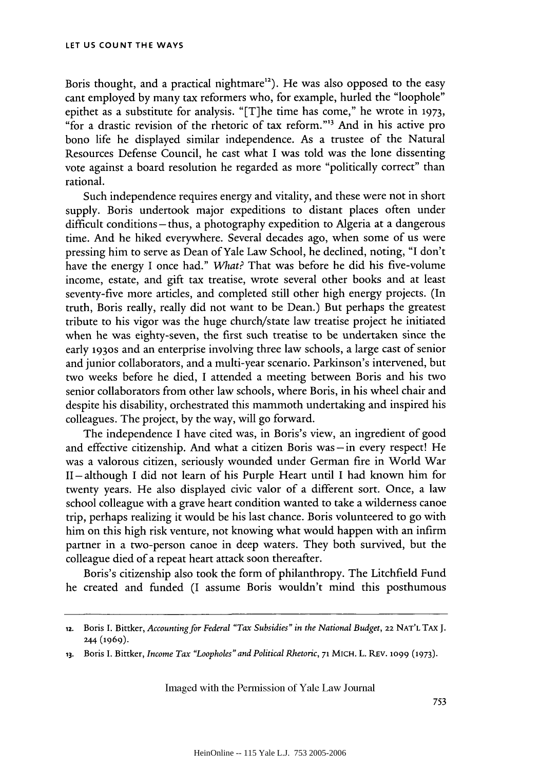Boris thought, and a practical nightmare[12]). He was also opposed to the easy cant employed by many tax reformers who, for example, hurled the "loophole" epithet as a substitute for analysis. "[T]he time has come," he wrote in 1973, "for a drastic revision of the rhetoric of tax reform."[13] And in his active pro bono life he displayed similar independence. As a trustee of the Natural Resources Defense Council, he cast what I was told was the lone dissenting vote against a board resolution he regarded as more "politically correct" than rational.

Such independence requires energy and vitality, and these were not in short supply. Boris undertook major expeditions to distant places often under difficult conditions—thus, a photography expedition to Algeria at a dangerous time. And he hiked everywhere. Several decades ago, when some of us were pressing him to serve as Dean of Yale Law School, he declined, noting, "I don't have the energy I once had." *What?* That was before he did his five-volume income, estate, and gift tax treatise, wrote several other books and at least seventy-five more articles, and completed still other high energy projects. (In truth, Boris really, really did not want to be Dean.) But perhaps the greatest tribute to his vigor was the huge church/state law treatise project he initiated when he was eighty-seven, the first such treatise to be undertaken since the early 1930s and an enterprise involving three law schools, a large cast of senior and junior collaborators, and a multi-year scenario. Parkinson's intervened, but two weeks before he died, I attended a meeting between Boris and his two senior collaborators from other law schools, where Boris, in his wheel chair and despite his disability, orchestrated this mammoth undertaking and inspired his colleagues. The project, by the way, will go forward.

The independence I have cited was, in Boris's view, an ingredient of good and effective citizenship. And what a citizen Boris was—in every respect! He was a valorous citizen, seriously wounded under German fire in World War II—although I did not learn of his Purple Heart until I had known him for twenty years. He also displayed civic valor of a different sort. Once, a law school colleague with a grave heart condition wanted to take a wilderness canoe trip, perhaps realizing it would be his last chance. Boris volunteered to go with him on this high risk venture, not knowing what would happen with an infirm partner in a two-person canoe in deep waters. They both survived, but the colleague died of a repeat heart attack soon thereafter.

Boris's citizenship also took the form of philanthropy. The Litchfield Fund he created and funded (I assume Boris wouldn't mind this posthumous

---

12. Boris I. Bittker, *Accounting for Federal "Tax Subsidies" in the National Budget*, 22 NAT'L TAX J. 244 (1969).

13. Boris I. Bittker, *Income Tax "Loopholes" and Political Rhetoric*, 71 MICH. L. REV. 1099 (1973).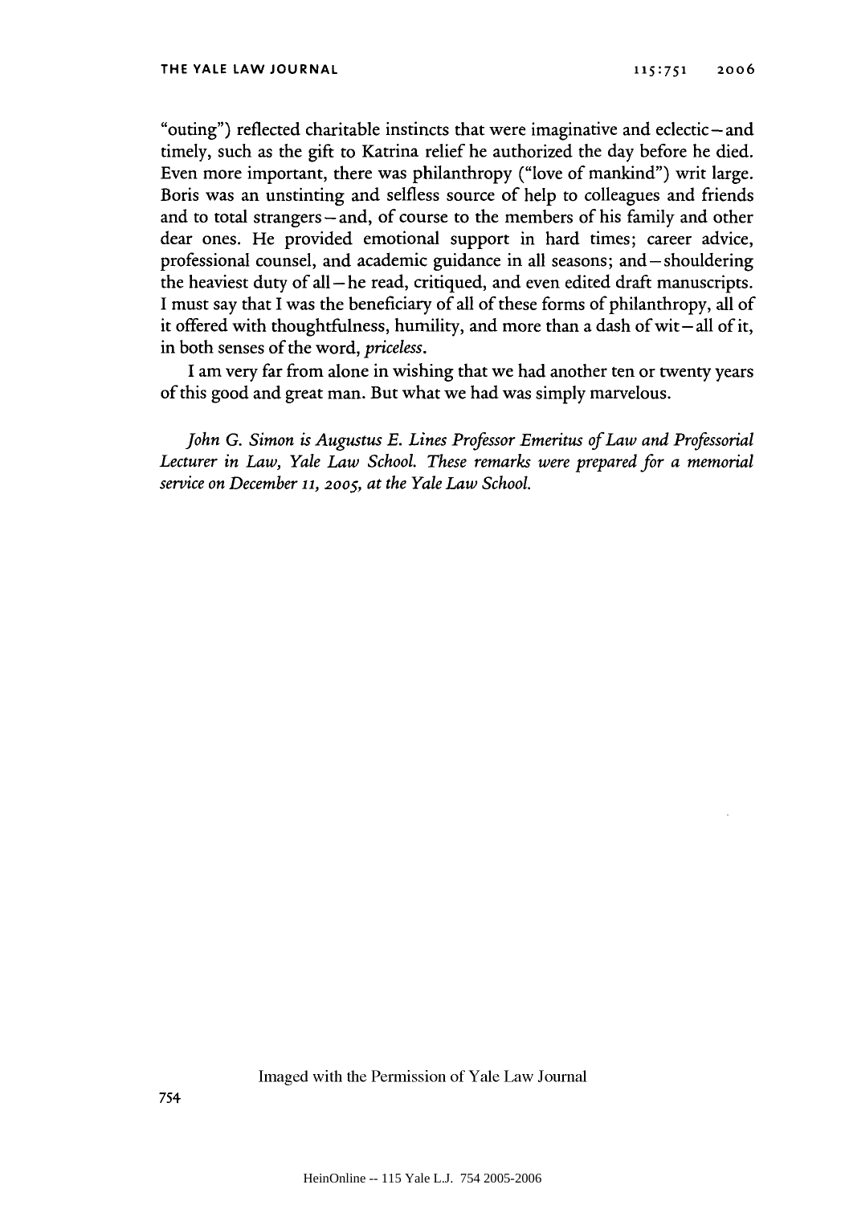"outing") reflected charitable instincts that were imaginative and eclectic—and timely, such as the gift to Katrina relief he authorized the day before he died. Even more important, there was philanthropy ("love of mankind") writ large. Boris was an unstinting and selfless source of help to colleagues and friends and to total strangers—and, of course to the members of his family and other dear ones. He provided emotional support in hard times; career advice, professional counsel, and academic guidance in all seasons; and—shouldering the heaviest duty of all—he read, critiqued, and even edited draft manuscripts. I must say that I was the beneficiary of all of these forms of philanthropy, all of it offered with thoughtfulness, humility, and more than a dash of wit—all of it, in both senses of the word, *priceless*.

I am very far from alone in wishing that we had another ten or twenty years of this good and great man. But what we had was simply marvelous.

*John G. Simon is Augustus E. Lines Professor Emeritus of Law and Professorial Lecturer in Law, Yale Law School. These remarks were prepared for a memorial service on December 11, 2005, at the Yale Law School.*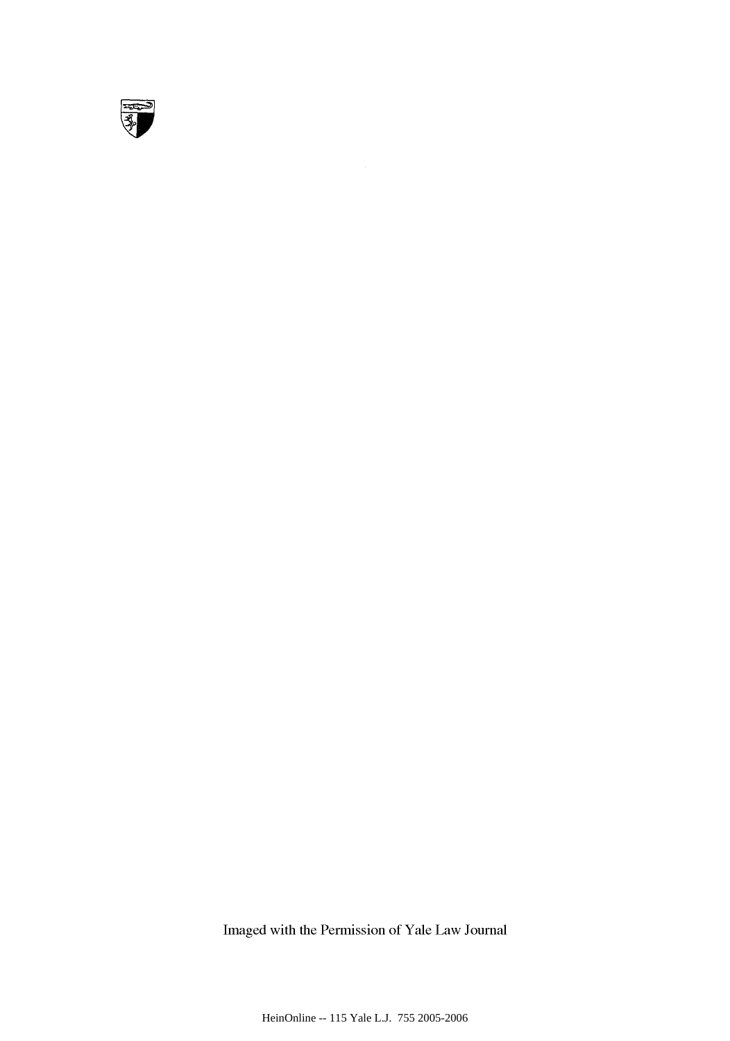Imaged with the Permission of Yale Law Journal